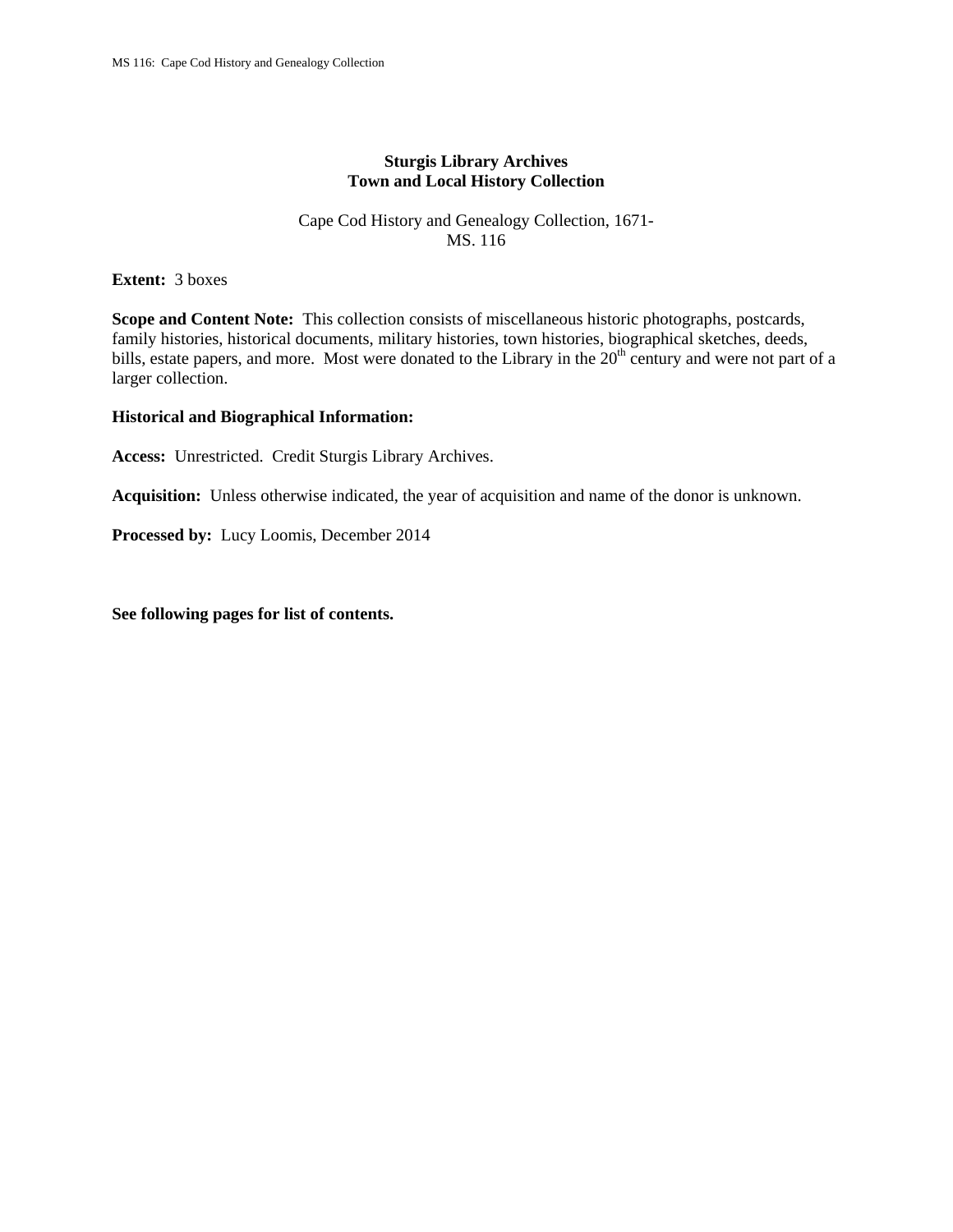# Sturgis Library Archives
## Town and Local History Collection

Cape Cod History and Genealogy Collection, 1671-
MS. 116

**Extent:** 3 boxes

**Scope and Content Note:** This collection consists of miscellaneous historic photographs, postcards, family histories, historical documents, military histories, town histories, biographical sketches, deeds, bills, estate papers, and more. Most were donated to the Library in the 20th century and were not part of a larger collection.

**Historical and Biographical Information:**

**Access:** Unrestricted. Credit Sturgis Library Archives.

**Acquisition:** Unless otherwise indicated, the year of acquisition and name of the donor is unknown.

**Processed by:** Lucy Loomis, December 2014

**See following pages for list of contents.**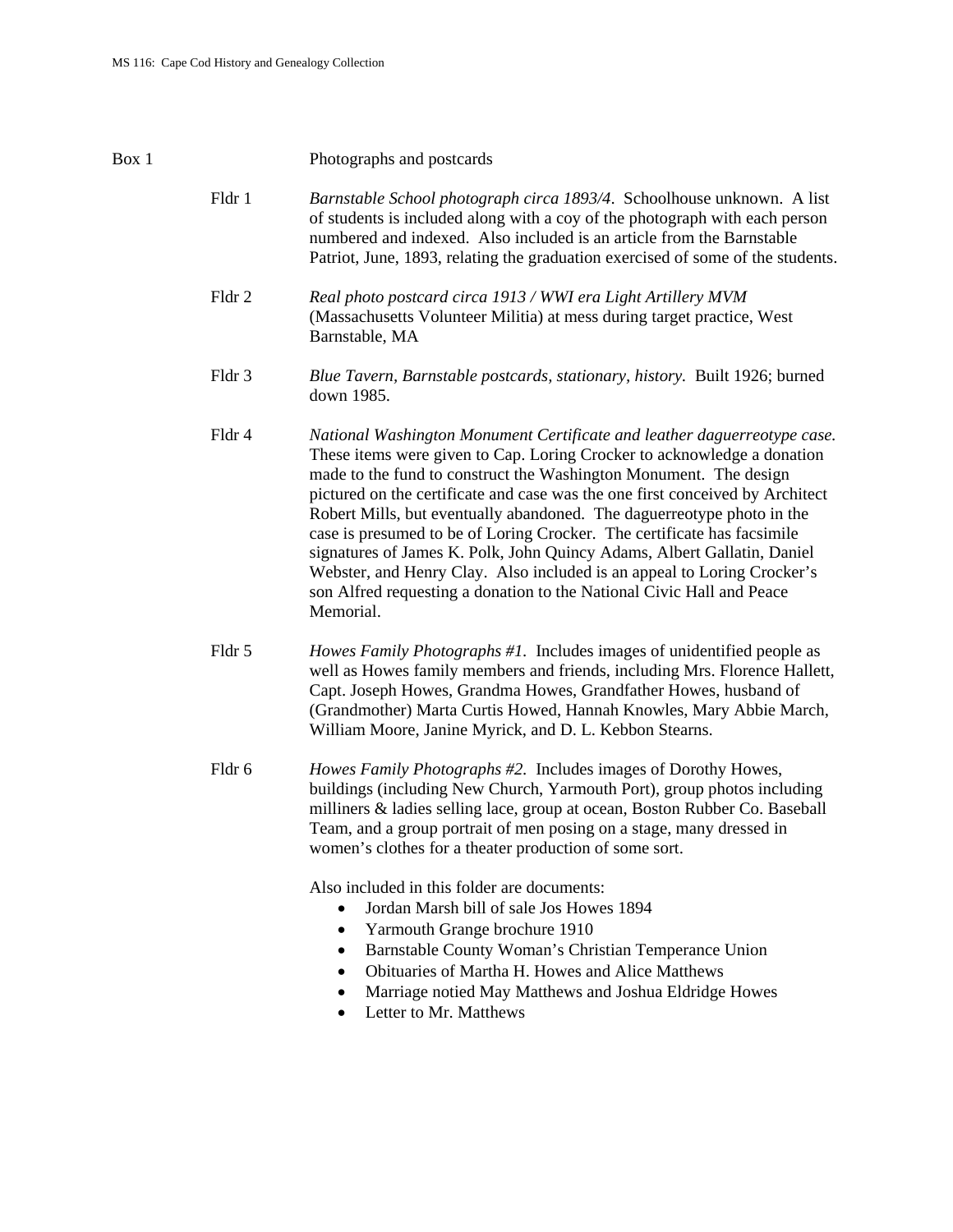Box 1 Photographs and postcards

Fldr 1 *Barnstable School photograph circa 1893/4*. Schoolhouse unknown. A list of students is included along with a coy of the photograph with each person numbered and indexed. Also included is an article from the Barnstable Patriot, June, 1893, relating the graduation exercised of some of the students.

Fldr 2 *Real photo postcard circa 1913 / WWI era Light Artillery MVM* (Massachusetts Volunteer Militia) at mess during target practice, West Barnstable, MA

Fldr 3 *Blue Tavern, Barnstable postcards, stationary, history.* Built 1926; burned down 1985.

Fldr 4 *National Washington Monument Certificate and leather daguerreotype case.* These items were given to Cap. Loring Crocker to acknowledge a donation made to the fund to construct the Washington Monument. The design pictured on the certificate and case was the one first conceived by Architect Robert Mills, but eventually abandoned. The daguerreotype photo in the case is presumed to be of Loring Crocker. The certificate has facsimile signatures of James K. Polk, John Quincy Adams, Albert Gallatin, Daniel Webster, and Henry Clay. Also included is an appeal to Loring Crocker's son Alfred requesting a donation to the National Civic Hall and Peace Memorial.

Fldr 5 *Howes Family Photographs #1*. Includes images of unidentified people as well as Howes family members and friends, including Mrs. Florence Hallett, Capt. Joseph Howes, Grandma Howes, Grandfather Howes, husband of (Grandmother) Marta Curtis Howed, Hannah Knowles, Mary Abbie March, William Moore, Janine Myrick, and D. L. Kebbon Stearns.

Fldr 6 *Howes Family Photographs #2*. Includes images of Dorothy Howes, buildings (including New Church, Yarmouth Port), group photos including milliners & ladies selling lace, group at ocean, Boston Rubber Co. Baseball Team, and a group portrait of men posing on a stage, many dressed in women's clothes for a theater production of some sort.

Also included in this folder are documents:

- Jordan Marsh bill of sale Jos Howes 1894
- Yarmouth Grange brochure 1910
- Barnstable County Woman's Christian Temperance Union
- Obituaries of Martha H. Howes and Alice Matthews
- Marriage notied May Matthews and Joshua Eldridge Howes
- Letter to Mr. Matthews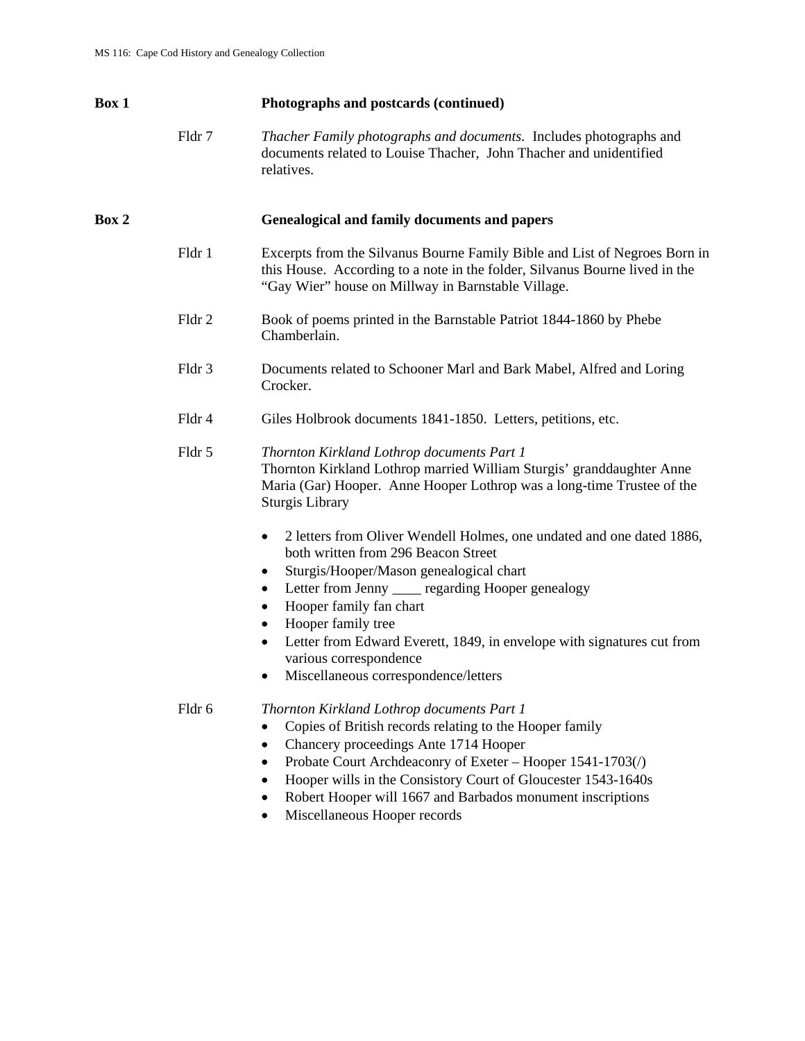**Box 1** **Photographs and postcards (continued)**

Fldr 7 *Thacher Family photographs and documents.* Includes photographs and documents related to Louise Thacher, John Thacher and unidentified relatives.

**Box 2** **Genealogical and family documents and papers**

Fldr 1 Excerpts from the Silvanus Bourne Family Bible and List of Negroes Born in this House. According to a note in the folder, Silvanus Bourne lived in the "Gay Wier" house on Millway in Barnstable Village.

Fldr 2 Book of poems printed in the Barnstable Patriot 1844-1860 by Phebe Chamberlain.

Fldr 3 Documents related to Schooner Marl and Bark Mabel, Alfred and Loring Crocker.

Fldr 4 Giles Holbrook documents 1841-1850. Letters, petitions, etc.

Fldr 5 *Thornton Kirkland Lothrop documents Part 1*
Thornton Kirkland Lothrop married William Sturgis' granddaughter Anne Maria (Gar) Hooper. Anne Hooper Lothrop was a long-time Trustee of the Sturgis Library

- 2 letters from Oliver Wendell Holmes, one undated and one dated 1886, both written from 296 Beacon Street
- Sturgis/Hooper/Mason genealogical chart
- Letter from Jenny ____ regarding Hooper genealogy
- Hooper family fan chart
- Hooper family tree
- Letter from Edward Everett, 1849, in envelope with signatures cut from various correspondence
- Miscellaneous correspondence/letters

Fldr 6 *Thornton Kirkland Lothrop documents Part 1*

- Copies of British records relating to the Hooper family
- Chancery proceedings Ante 1714 Hooper
- Probate Court Archdeaconry of Exeter – Hooper 1541-1703(/)
- Hooper wills in the Consistory Court of Gloucester 1543-1640s
- Robert Hooper will 1667 and Barbados monument inscriptions
- Miscellaneous Hooper records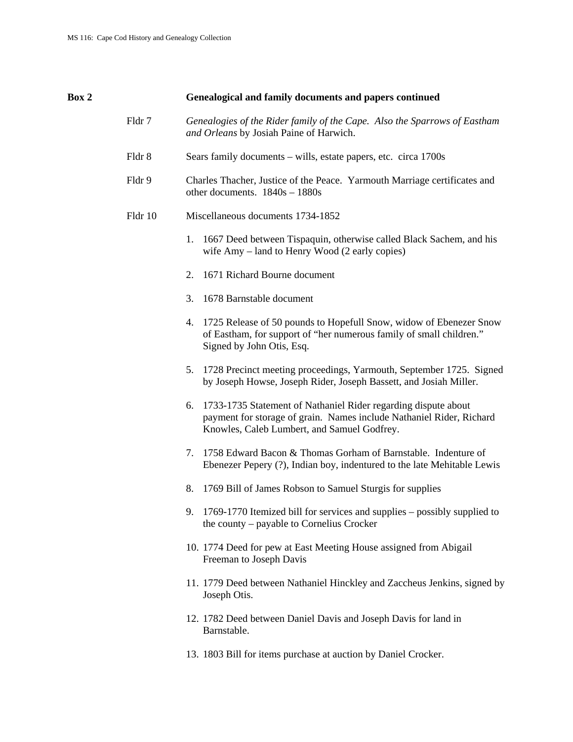**Box 2** **Genealogical and family documents and papers continued**

Fldr 7 *Genealogies of the Rider family of the Cape. Also the Sparrows of Eastham and Orleans* by Josiah Paine of Harwich.

Fldr 8 Sears family documents – wills, estate papers, etc. circa 1700s

Fldr 9 Charles Thacher, Justice of the Peace. Yarmouth Marriage certificates and other documents. 1840s – 1880s

Fldr 10 Miscellaneous documents 1734-1852

1. 1667 Deed between Tispaquin, otherwise called Black Sachem, and his wife Amy – land to Henry Wood (2 early copies)
2. 1671 Richard Bourne document
3. 1678 Barnstable document
4. 1725 Release of 50 pounds to Hopefull Snow, widow of Ebenezer Snow of Eastham, for support of "her numerous family of small children." Signed by John Otis, Esq.
5. 1728 Precinct meeting proceedings, Yarmouth, September 1725. Signed by Joseph Howse, Joseph Rider, Joseph Bassett, and Josiah Miller.
6. 1733-1735 Statement of Nathaniel Rider regarding dispute about payment for storage of grain. Names include Nathaniel Rider, Richard Knowles, Caleb Lumbert, and Samuel Godfrey.
7. 1758 Edward Bacon & Thomas Gorham of Barnstable. Indenture of Ebenezer Pepery (?), Indian boy, indentured to the late Mehitable Lewis
8. 1769 Bill of James Robson to Samuel Sturgis for supplies
9. 1769-1770 Itemized bill for services and supplies – possibly supplied to the county – payable to Cornelius Crocker
10. 1774 Deed for pew at East Meeting House assigned from Abigail Freeman to Joseph Davis
11. 1779 Deed between Nathaniel Hinckley and Zaccheus Jenkins, signed by Joseph Otis.
12. 1782 Deed between Daniel Davis and Joseph Davis for land in Barnstable.
13. 1803 Bill for items purchase at auction by Daniel Crocker.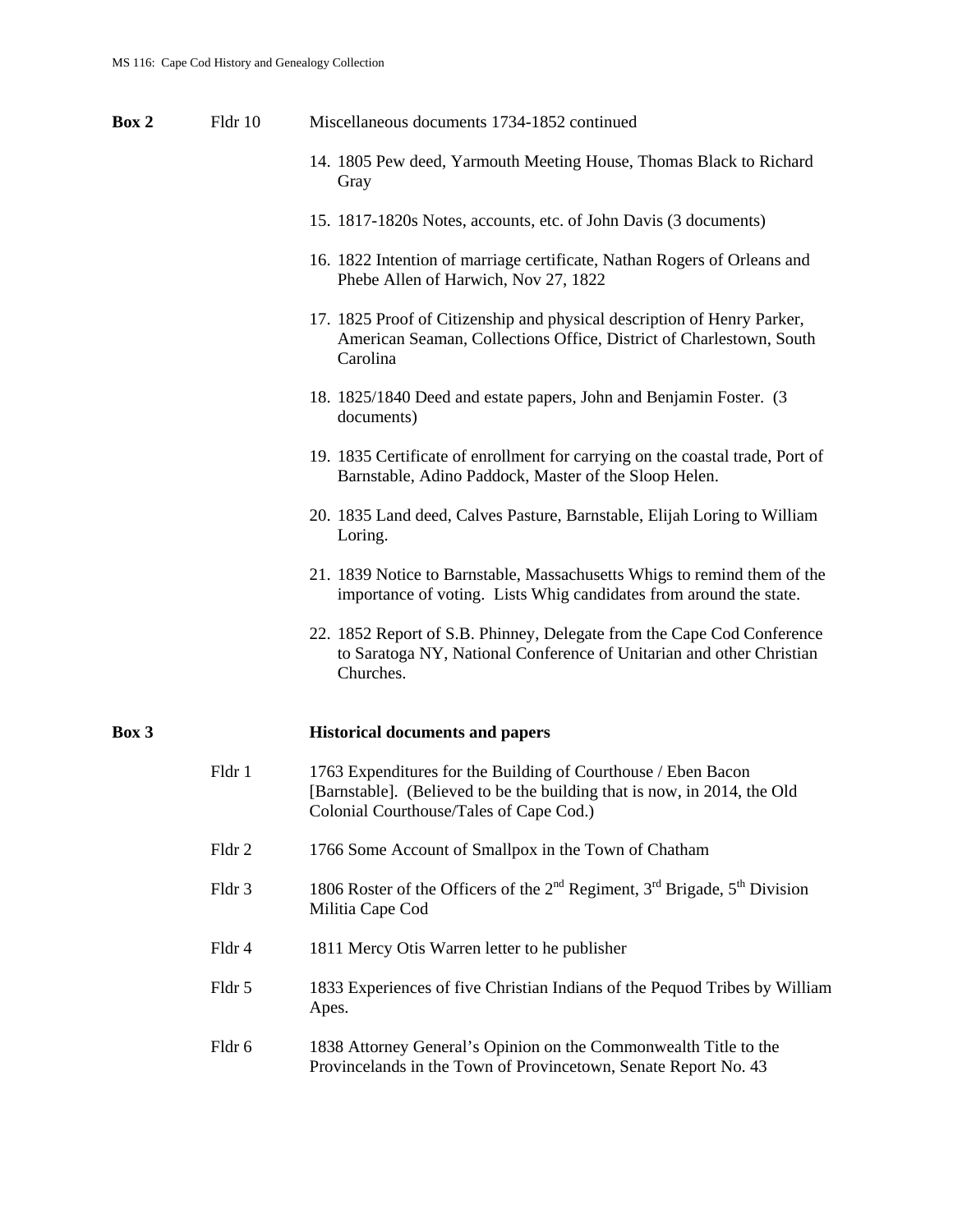**Box 2** Fldr 10 Miscellaneous documents 1734-1852 continued

14. 1805 Pew deed, Yarmouth Meeting House, Thomas Black to Richard Gray
15. 1817-1820s Notes, accounts, etc. of John Davis (3 documents)
16. 1822 Intention of marriage certificate, Nathan Rogers of Orleans and Phebe Allen of Harwich, Nov 27, 1822
17. 1825 Proof of Citizenship and physical description of Henry Parker, American Seaman, Collections Office, District of Charlestown, South Carolina
18. 1825/1840 Deed and estate papers, John and Benjamin Foster. (3 documents)
19. 1835 Certificate of enrollment for carrying on the coastal trade, Port of Barnstable, Adino Paddock, Master of the Sloop Helen.
20. 1835 Land deed, Calves Pasture, Barnstable, Elijah Loring to William Loring.
21. 1839 Notice to Barnstable, Massachusetts Whigs to remind them of the importance of voting. Lists Whig candidates from around the state.
22. 1852 Report of S.B. Phinney, Delegate from the Cape Cod Conference to Saratoga NY, National Conference of Unitarian and other Christian Churches.

**Box 3** **Historical documents and papers**

Fldr 1 1763 Expenditures for the Building of Courthouse / Eben Bacon [Barnstable]. (Believed to be the building that is now, in 2014, the Old Colonial Courthouse/Tales of Cape Cod.)

Fldr 2 1766 Some Account of Smallpox in the Town of Chatham

Fldr 3 1806 Roster of the Officers of the 2nd Regiment, 3rd Brigade, 5th Division Militia Cape Cod

Fldr 4 1811 Mercy Otis Warren letter to he publisher

Fldr 5 1833 Experiences of five Christian Indians of the Pequod Tribes by William Apes.

Fldr 6 1838 Attorney General's Opinion on the Commonwealth Title to the Provincelands in the Town of Provincetown, Senate Report No. 43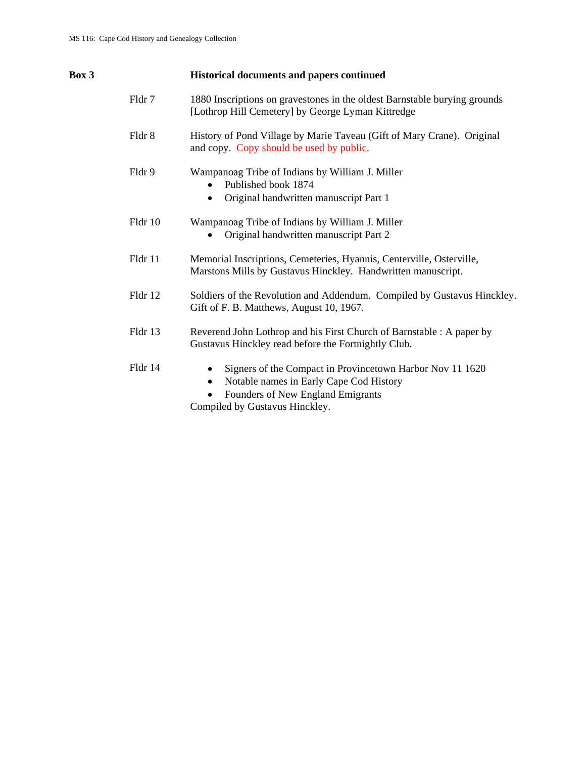**Box 3** **Historical documents and papers continued**

Fldr 7 — 1880 Inscriptions on gravestones in the oldest Barnstable burying grounds [Lothrop Hill Cemetery] by George Lyman Kittredge

Fldr 8 — History of Pond Village by Marie Taveau (Gift of Mary Crane). Original and copy. Copy should be used by public.

Fldr 9 — Wampanoag Tribe of Indians by William J. Miller
- Published book 1874
- Original handwritten manuscript Part 1

Fldr 10 — Wampanoag Tribe of Indians by William J. Miller
- Original handwritten manuscript Part 2

Fldr 11 — Memorial Inscriptions, Cemeteries, Hyannis, Centerville, Osterville, Marstons Mills by Gustavus Hinckley. Handwritten manuscript.

Fldr 12 — Soldiers of the Revolution and Addendum. Compiled by Gustavus Hinckley. Gift of F. B. Matthews, August 10, 1967.

Fldr 13 — Reverend John Lothrop and his First Church of Barnstable : A paper by Gustavus Hinckley read before the Fortnightly Club.

Fldr 14
- Signers of the Compact in Provincetown Harbor Nov 11 1620
- Notable names in Early Cape Cod History
- Founders of New England Emigrants

Compiled by Gustavus Hinckley.